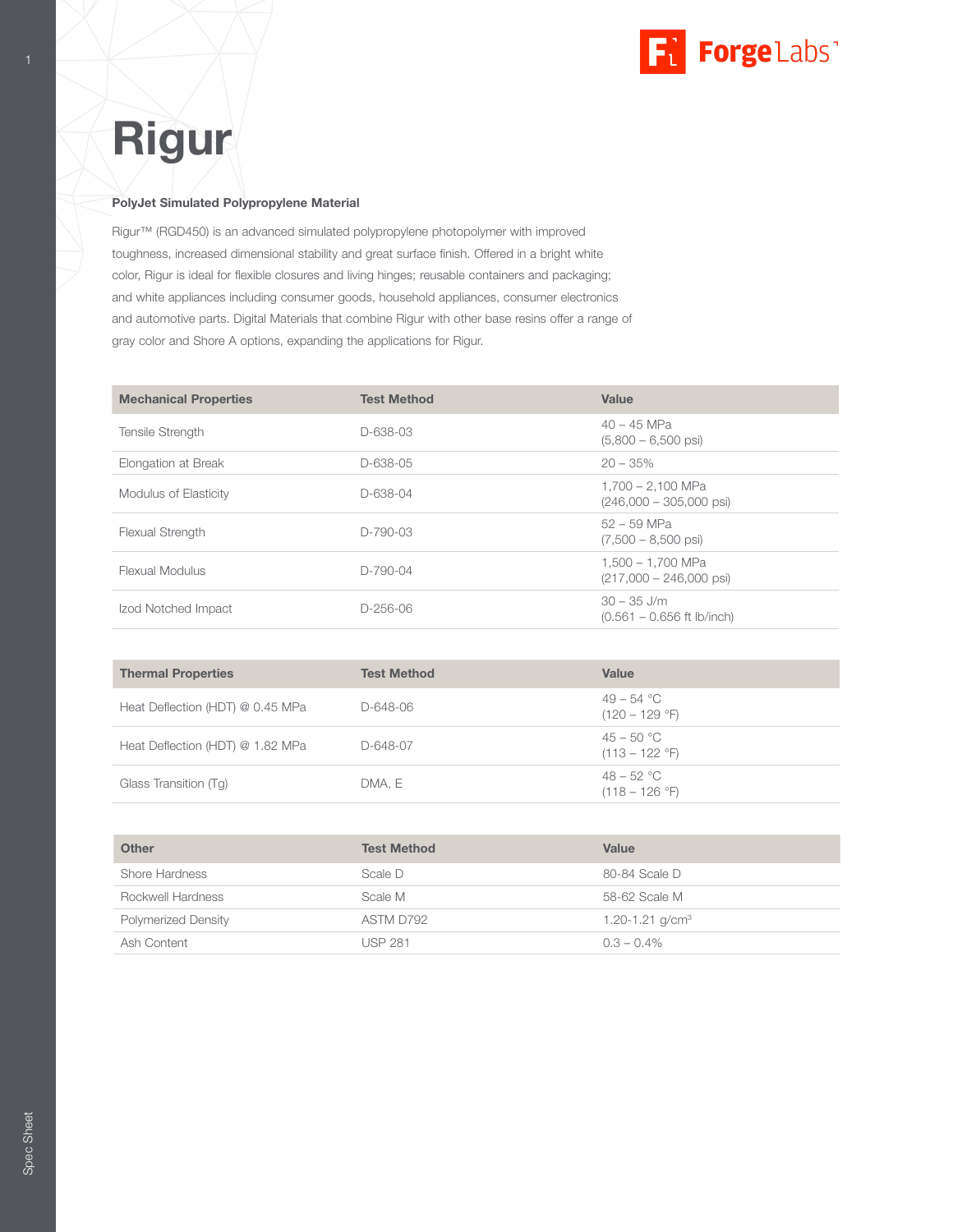# Rigur

**PolyJet Simulated Polypropylene Material**

Rigur™ (RGD450) is an advanced simulated polypropylene photopolymer with improved toughness, increased dimensional stability and great surface finish. Offered in a bright white color, Rigur is ideal for flexible closures and living hinges; reusable containers and packaging; and white appliances including consumer goods, household appliances, consumer electronics and automotive parts. Digital Materials that combine Rigur with other base resins offer a range of gray color and Shore A options, expanding the applications for Rigur.

| Mechanical Properties | Test Method | Value |
|---|---|---|
| Tensile Strength | D-638-03 | 40 – 45 MPa (5,800 – 6,500 psi) |
| Elongation at Break | D-638-05 | 20 – 35% |
| Modulus of Elasticity | D-638-04 | 1,700 – 2,100 MPa (246,000 – 305,000 psi) |
| Flexual Strength | D-790-03 | 52 – 59 MPa (7,500 – 8,500 psi) |
| Flexual Modulus | D-790-04 | 1,500 – 1,700 MPa (217,000 – 246,000 psi) |
| Izod Notched Impact | D-256-06 | 30 – 35 J/m (0.561 – 0.656 ft lb/inch) |

| Thermal Properties | Test Method | Value |
|---|---|---|
| Heat Deflection (HDT) @ 0.45 MPa | D-648-06 | 49 – 54 °C (120 – 129 °F) |
| Heat Deflection (HDT) @ 1.82 MPa | D-648-07 | 45 – 50 °C (113 – 122 °F) |
| Glass Transition (Tg) | DMA, E | 48 – 52 °C (118 – 126 °F) |

| Other | Test Method | Value |
|---|---|---|
| Shore Hardness | Scale D | 80-84 Scale D |
| Rockwell Hardness | Scale M | 58-62 Scale M |
| Polymerized Density | ASTM D792 | 1.20-1.21 g/cm³ |
| Ash Content | USP 281 | 0.3 – 0.4% |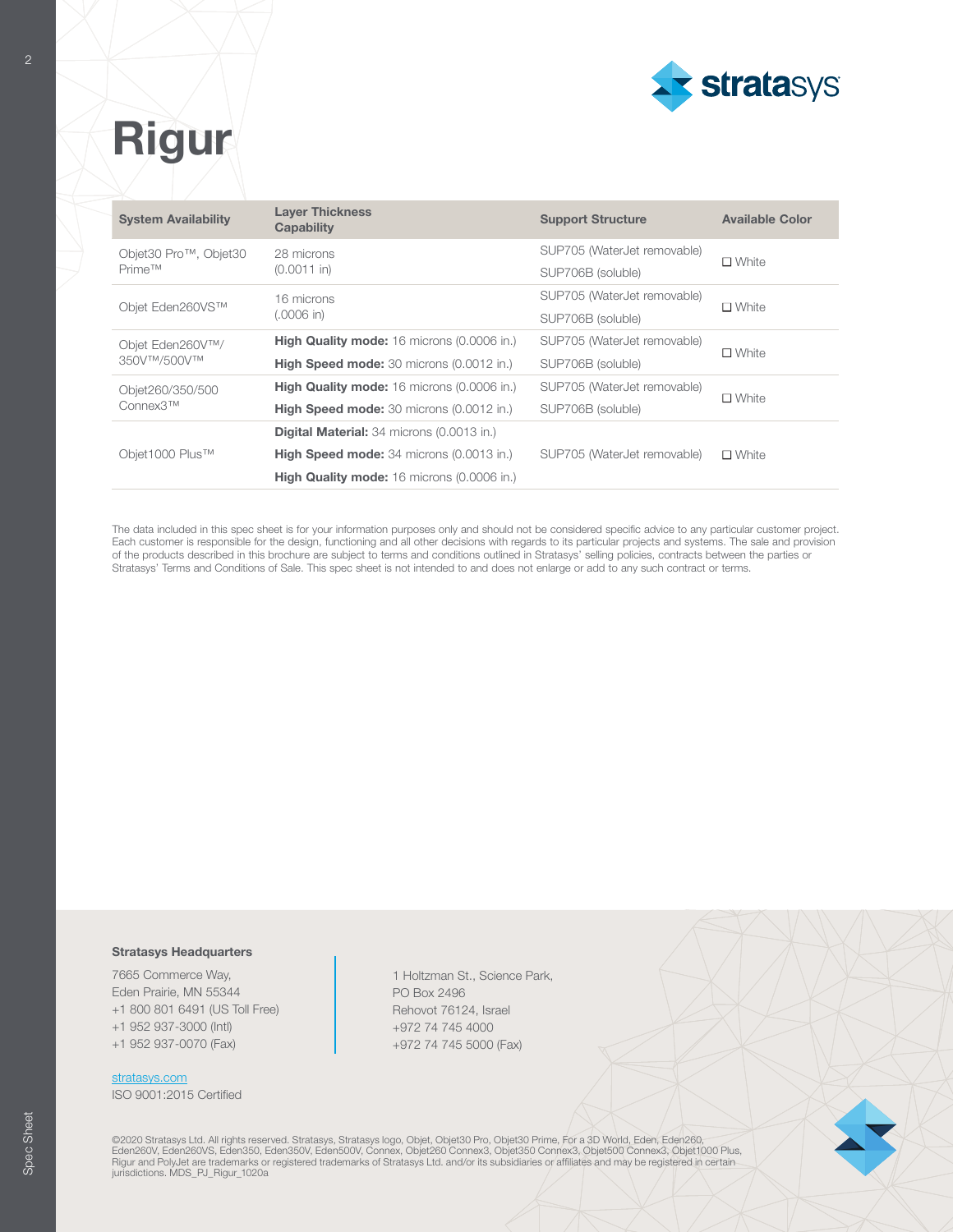# Rigur

| System Availability | Layer Thickness Capability | Support Structure | Available Color |
|---|---|---|---|
| Objet30 Pro™, Objet30 Prime™ | 28 microns (0.0011 in) | SUP705 (WaterJet removable)<br>SUP706B (soluble) | ☐ White |
| Objet Eden260VS™ | 16 microns (.0006 in) | SUP705 (WaterJet removable)<br>SUP706B (soluble) | ☐ White |
| Objet Eden260V™/ 350V™/500V™ | **High Quality mode:** 16 microns (0.0006 in.)<br>**High Speed mode:** 30 microns (0.0012 in.) | SUP705 (WaterJet removable)<br>SUP706B (soluble) | ☐ White |
| Objet260/350/500 Connex3™ | **High Quality mode:** 16 microns (0.0006 in.)<br>**High Speed mode:** 30 microns (0.0012 in.) | SUP705 (WaterJet removable)<br>SUP706B (soluble) | ☐ White |
| Objet1000 Plus™ | **Digital Material:** 34 microns (0.0013 in.)<br>**High Speed mode:** 34 microns (0.0013 in.)<br>**High Quality mode:** 16 microns (0.0006 in.) | SUP705 (WaterJet removable) | ☐ White |

The data included in this spec sheet is for your information purposes only and should not be considered specific advice to any particular customer project. Each customer is responsible for the design, functioning and all other decisions with regards to its particular projects and systems. The sale and provision of the products described in this brochure are subject to terms and conditions outlined in Stratasys' selling policies, contracts between the parties or Stratasys' Terms and Conditions of Sale. This spec sheet is not intended to and does not enlarge or add to any such contract or terms.

**Stratasys Headquarters**

7665 Commerce Way,
Eden Prairie, MN 55344
+1 800 801 6491 (US Toll Free)
+1 952 937-3000 (Intl)
+1 952 937-0070 (Fax)

1 Holtzman St., Science Park,
PO Box 2496
Rehovot 76124, Israel
+972 74 745 4000
+972 74 745 5000 (Fax)

stratasys.com
ISO 9001:2015 Certified

©2020 Stratasys Ltd. All rights reserved. Stratasys, Stratasys logo, Objet, Objet30 Pro, Objet30 Prime, For a 3D World, Eden, Eden260, Eden260V, Eden260VS, Eden350, Eden350V, Eden500V, Connex, Objet260 Connex3, Objet350 Connex3, Objet500 Connex3, Objet1000 Plus, Rigur and PolyJet are trademarks or registered trademarks of Stratasys Ltd. and/or its subsidiaries or affiliates and may be registered in certain jurisdictions. MDS_PJ_Rigur_1020a